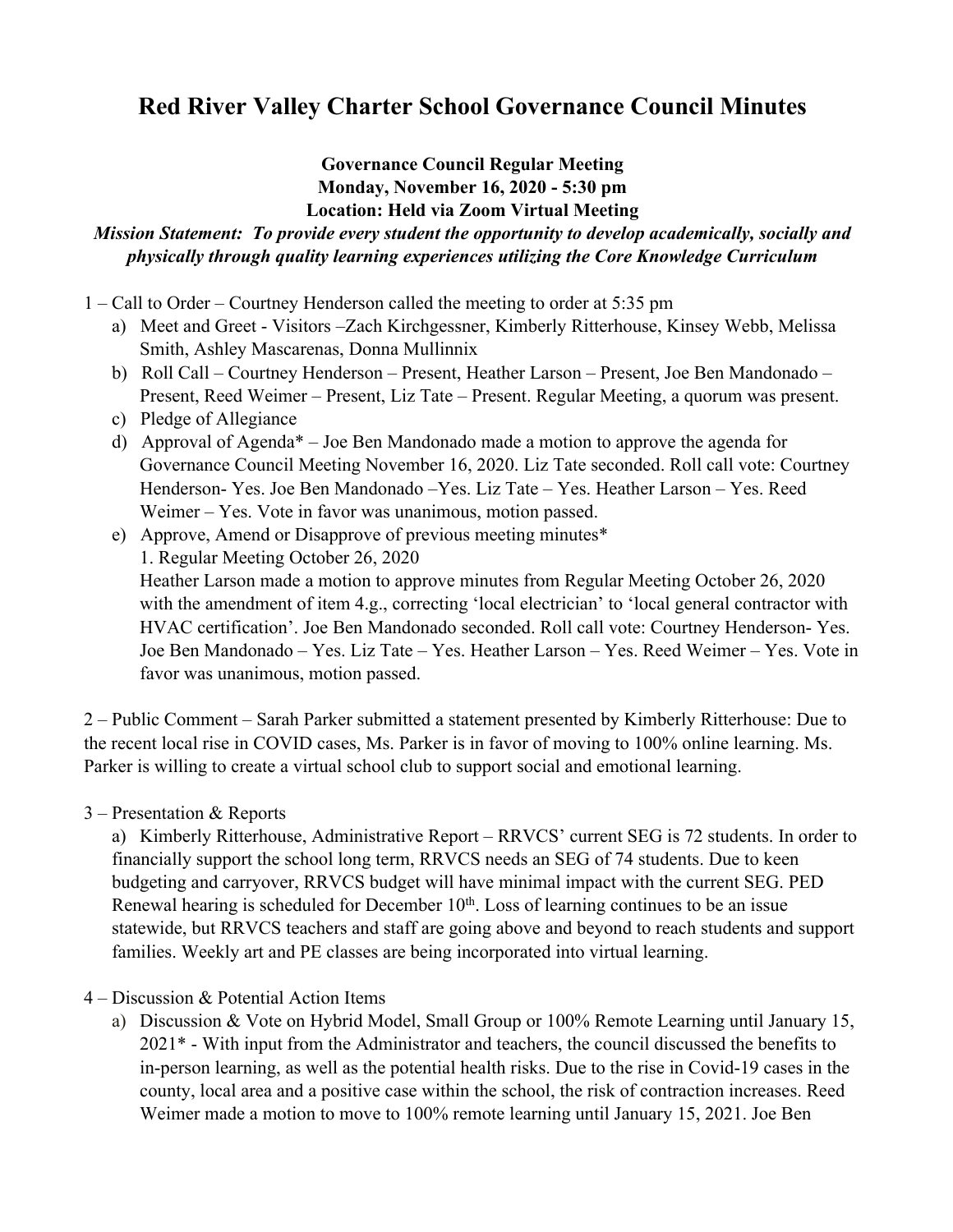# Red River Valley Charter School Governance Council Minutes

**Governance Council Regular Meeting**
**Monday, November 16, 2020 - 5:30 pm**
**Location: Held via Zoom Virtual Meeting**

***Mission Statement: To provide every student the opportunity to develop academically, socially and physically through quality learning experiences utilizing the Core Knowledge Curriculum***

1 – Call to Order – Courtney Henderson called the meeting to order at 5:35 pm

a) Meet and Greet - Visitors –Zach Kirchgessner, Kimberly Ritterhouse, Kinsey Webb, Melissa Smith, Ashley Mascarenas, Donna Mullinnix

b) Roll Call – Courtney Henderson – Present, Heather Larson – Present, Joe Ben Mandonado – Present, Reed Weimer – Present, Liz Tate – Present. Regular Meeting, a quorum was present.

c) Pledge of Allegiance

d) Approval of Agenda* – Joe Ben Mandonado made a motion to approve the agenda for Governance Council Meeting November 16, 2020. Liz Tate seconded. Roll call vote: Courtney Henderson- Yes. Joe Ben Mandonado –Yes. Liz Tate – Yes. Heather Larson – Yes. Reed Weimer – Yes. Vote in favor was unanimous, motion passed.

e) Approve, Amend or Disapprove of previous meeting minutes*
1. Regular Meeting October 26, 2020
Heather Larson made a motion to approve minutes from Regular Meeting October 26, 2020 with the amendment of item 4.g., correcting 'local electrician' to 'local general contractor with HVAC certification'. Joe Ben Mandonado seconded. Roll call vote: Courtney Henderson- Yes. Joe Ben Mandonado – Yes. Liz Tate – Yes. Heather Larson – Yes. Reed Weimer – Yes. Vote in favor was unanimous, motion passed.

2 – Public Comment – Sarah Parker submitted a statement presented by Kimberly Ritterhouse: Due to the recent local rise in COVID cases, Ms. Parker is in favor of moving to 100% online learning. Ms. Parker is willing to create a virtual school club to support social and emotional learning.

3 – Presentation & Reports

a) Kimberly Ritterhouse, Administrative Report – RRVCS' current SEG is 72 students. In order to financially support the school long term, RRVCS needs an SEG of 74 students. Due to keen budgeting and carryover, RRVCS budget will have minimal impact with the current SEG. PED Renewal hearing is scheduled for December 10th. Loss of learning continues to be an issue statewide, but RRVCS teachers and staff are going above and beyond to reach students and support families. Weekly art and PE classes are being incorporated into virtual learning.

4 – Discussion & Potential Action Items

a) Discussion & Vote on Hybrid Model, Small Group or 100% Remote Learning until January 15, 2021* - With input from the Administrator and teachers, the council discussed the benefits to in-person learning, as well as the potential health risks. Due to the rise in Covid-19 cases in the county, local area and a positive case within the school, the risk of contraction increases. Reed Weimer made a motion to move to 100% remote learning until January 15, 2021. Joe Ben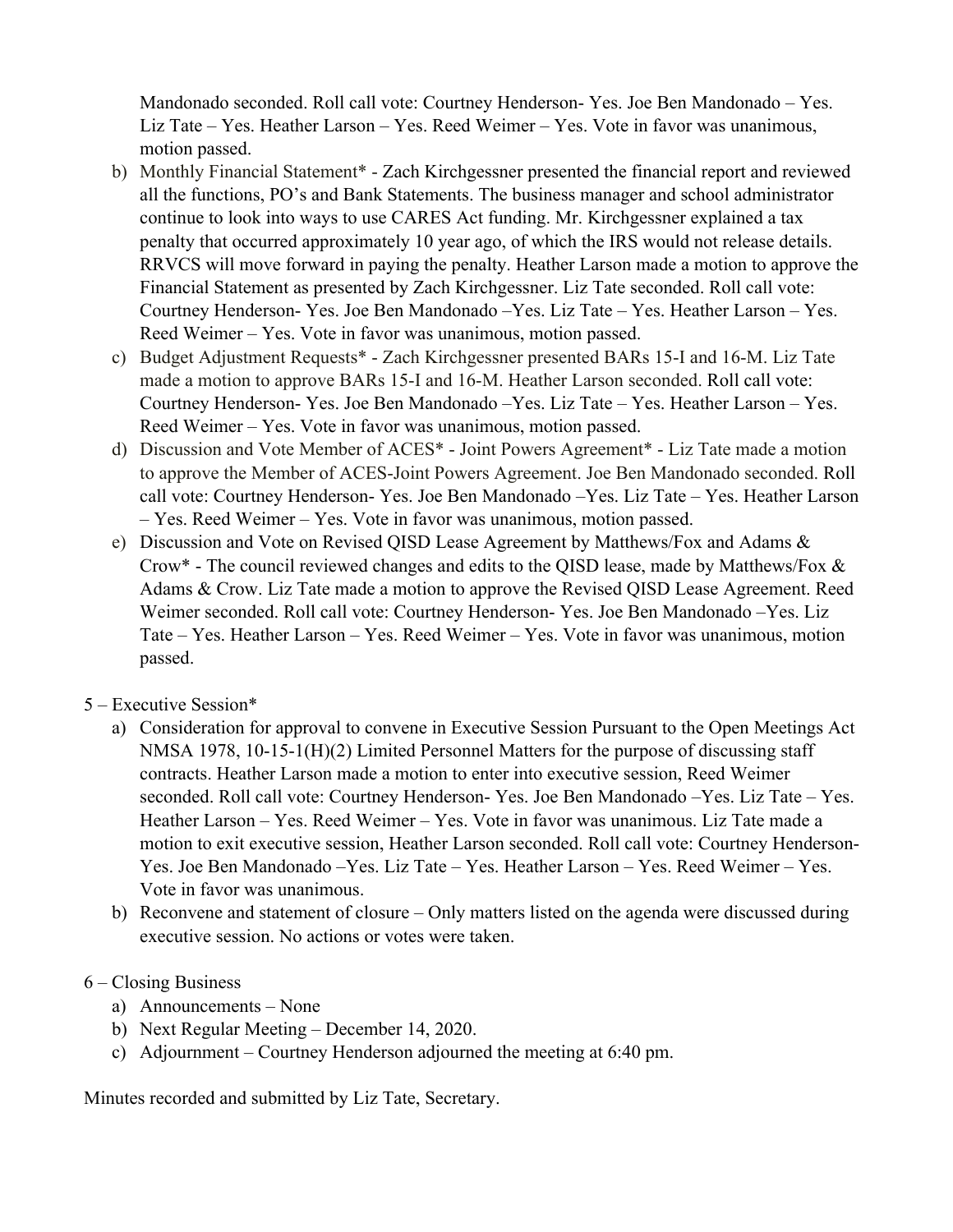Mandonado seconded. Roll call vote: Courtney Henderson- Yes. Joe Ben Mandonado – Yes. Liz Tate – Yes. Heather Larson – Yes. Reed Weimer – Yes. Vote in favor was unanimous, motion passed.

b) Monthly Financial Statement* - Zach Kirchgessner presented the financial report and reviewed all the functions, PO's and Bank Statements. The business manager and school administrator continue to look into ways to use CARES Act funding. Mr. Kirchgessner explained a tax penalty that occurred approximately 10 year ago, of which the IRS would not release details. RRVCS will move forward in paying the penalty. Heather Larson made a motion to approve the Financial Statement as presented by Zach Kirchgessner. Liz Tate seconded. Roll call vote: Courtney Henderson- Yes. Joe Ben Mandonado –Yes. Liz Tate – Yes. Heather Larson – Yes. Reed Weimer – Yes. Vote in favor was unanimous, motion passed.

c) Budget Adjustment Requests* - Zach Kirchgessner presented BARs 15-I and 16-M. Liz Tate made a motion to approve BARs 15-I and 16-M. Heather Larson seconded. Roll call vote: Courtney Henderson- Yes. Joe Ben Mandonado –Yes. Liz Tate – Yes. Heather Larson – Yes. Reed Weimer – Yes. Vote in favor was unanimous, motion passed.

d) Discussion and Vote Member of ACES* - Joint Powers Agreement* - Liz Tate made a motion to approve the Member of ACES-Joint Powers Agreement. Joe Ben Mandonado seconded. Roll call vote: Courtney Henderson- Yes. Joe Ben Mandonado –Yes. Liz Tate – Yes. Heather Larson – Yes. Reed Weimer – Yes. Vote in favor was unanimous, motion passed.

e) Discussion and Vote on Revised QISD Lease Agreement by Matthews/Fox and Adams & Crow* - The council reviewed changes and edits to the QISD lease, made by Matthews/Fox & Adams & Crow. Liz Tate made a motion to approve the Revised QISD Lease Agreement. Reed Weimer seconded. Roll call vote: Courtney Henderson- Yes. Joe Ben Mandonado –Yes. Liz Tate – Yes. Heather Larson – Yes. Reed Weimer – Yes. Vote in favor was unanimous, motion passed.

5 – Executive Session*

a) Consideration for approval to convene in Executive Session Pursuant to the Open Meetings Act NMSA 1978, 10-15-1(H)(2) Limited Personnel Matters for the purpose of discussing staff contracts. Heather Larson made a motion to enter into executive session, Reed Weimer seconded. Roll call vote: Courtney Henderson- Yes. Joe Ben Mandonado –Yes. Liz Tate – Yes. Heather Larson – Yes. Reed Weimer – Yes. Vote in favor was unanimous. Liz Tate made a motion to exit executive session, Heather Larson seconded. Roll call vote: Courtney Henderson- Yes. Joe Ben Mandonado –Yes. Liz Tate – Yes. Heather Larson – Yes. Reed Weimer – Yes. Vote in favor was unanimous.

b) Reconvene and statement of closure – Only matters listed on the agenda were discussed during executive session. No actions or votes were taken.

6 – Closing Business

a) Announcements – None
b) Next Regular Meeting – December 14, 2020.
c) Adjournment – Courtney Henderson adjourned the meeting at 6:40 pm.

Minutes recorded and submitted by Liz Tate, Secretary.